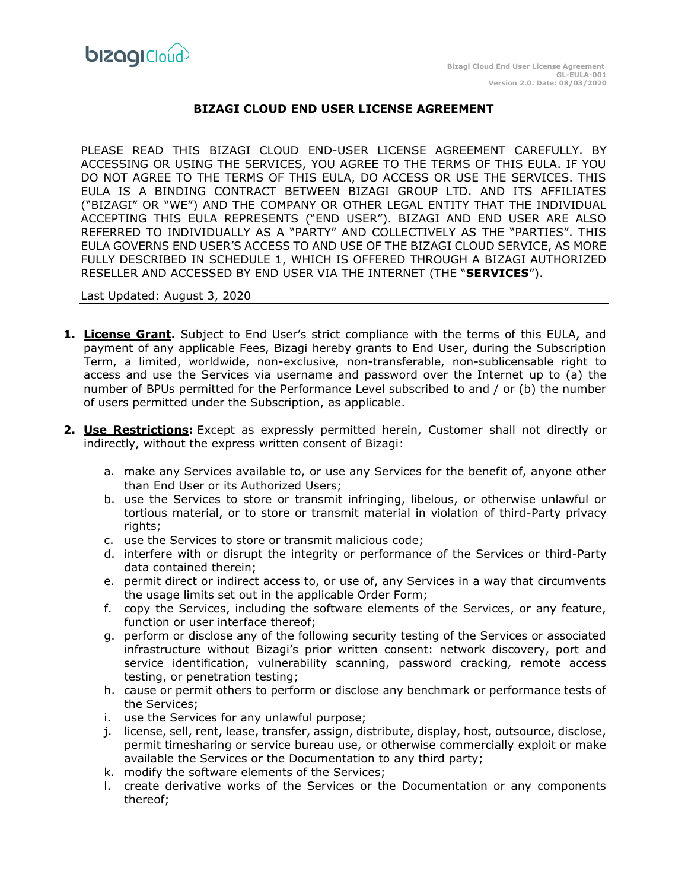# BIZAGI CLOUD END USER LICENSE AGREEMENT

PLEASE READ THIS BIZAGI CLOUD END-USER LICENSE AGREEMENT CAREFULLY. BY ACCESSING OR USING THE SERVICES, YOU AGREE TO THE TERMS OF THIS EULA. IF YOU DO NOT AGREE TO THE TERMS OF THIS EULA, DO ACCESS OR USE THE SERVICES. THIS EULA IS A BINDING CONTRACT BETWEEN BIZAGI GROUP LTD. AND ITS AFFILIATES ("BIZAGI" OR "WE") AND THE COMPANY OR OTHER LEGAL ENTITY THAT THE INDIVIDUAL ACCEPTING THIS EULA REPRESENTS ("END USER"). BIZAGI AND END USER ARE ALSO REFERRED TO INDIVIDUALLY AS A "PARTY" AND COLLECTIVELY AS THE "PARTIES". THIS EULA GOVERNS END USER'S ACCESS TO AND USE OF THE BIZAGI CLOUD SERVICE, AS MORE FULLY DESCRIBED IN SCHEDULE 1, WHICH IS OFFERED THROUGH A BIZAGI AUTHORIZED RESELLER AND ACCESSED BY END USER VIA THE INTERNET (THE "**SERVICES**").

Last Updated: August 3, 2020

1. **License Grant.** Subject to End User's strict compliance with the terms of this EULA, and payment of any applicable Fees, Bizagi hereby grants to End User, during the Subscription Term, a limited, worldwide, non-exclusive, non-transferable, non-sublicensable right to access and use the Services via username and password over the Internet up to (a) the number of BPUs permitted for the Performance Level subscribed to and / or (b) the number of users permitted under the Subscription, as applicable.

2. **Use Restrictions:** Except as expressly permitted herein, Customer shall not directly or indirectly, without the express written consent of Bizagi:

    a. make any Services available to, or use any Services for the benefit of, anyone other than End User or its Authorized Users;
    b. use the Services to store or transmit infringing, libelous, or otherwise unlawful or tortious material, or to store or transmit material in violation of third-Party privacy rights;
    c. use the Services to store or transmit malicious code;
    d. interfere with or disrupt the integrity or performance of the Services or third-Party data contained therein;
    e. permit direct or indirect access to, or use of, any Services in a way that circumvents the usage limits set out in the applicable Order Form;
    f. copy the Services, including the software elements of the Services, or any feature, function or user interface thereof;
    g. perform or disclose any of the following security testing of the Services or associated infrastructure without Bizagi's prior written consent: network discovery, port and service identification, vulnerability scanning, password cracking, remote access testing, or penetration testing;
    h. cause or permit others to perform or disclose any benchmark or performance tests of the Services;
    i. use the Services for any unlawful purpose;
    j. license, sell, rent, lease, transfer, assign, distribute, display, host, outsource, disclose, permit timesharing or service bureau use, or otherwise commercially exploit or make available the Services or the Documentation to any third party;
    k. modify the software elements of the Services;
    l. create derivative works of the Services or the Documentation or any components thereof;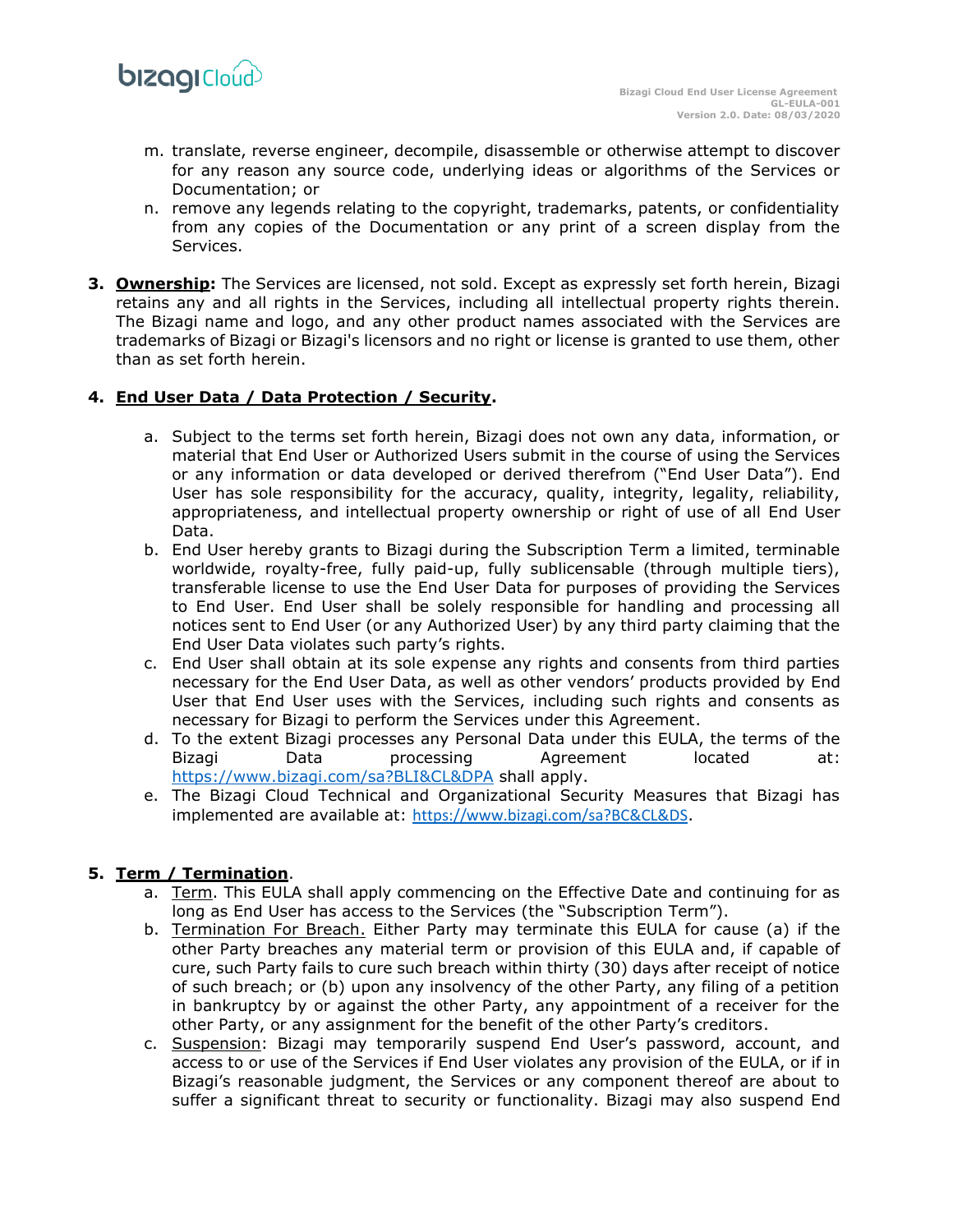m. translate, reverse engineer, decompile, disassemble or otherwise attempt to discover for any reason any source code, underlying ideas or algorithms of the Services or Documentation; or
n. remove any legends relating to the copyright, trademarks, patents, or confidentiality from any copies of the Documentation or any print of a screen display from the Services.

**3. <u>Ownership</u>:** The Services are licensed, not sold. Except as expressly set forth herein, Bizagi retains any and all rights in the Services, including all intellectual property rights therein. The Bizagi name and logo, and any other product names associated with the Services are trademarks of Bizagi or Bizagi's licensors and no right or license is granted to use them, other than as set forth herein.

**4. <u>End User Data / Data Protection / Security</u>.**

a. Subject to the terms set forth herein, Bizagi does not own any data, information, or material that End User or Authorized Users submit in the course of using the Services or any information or data developed or derived therefrom ("End User Data"). End User has sole responsibility for the accuracy, quality, integrity, legality, reliability, appropriateness, and intellectual property ownership or right of use of all End User Data.
b. End User hereby grants to Bizagi during the Subscription Term a limited, terminable worldwide, royalty-free, fully paid-up, fully sublicensable (through multiple tiers), transferable license to use the End User Data for purposes of providing the Services to End User. End User shall be solely responsible for handling and processing all notices sent to End User (or any Authorized User) by any third party claiming that the End User Data violates such party's rights.
c. End User shall obtain at its sole expense any rights and consents from third parties necessary for the End User Data, as well as other vendors' products provided by End User that End User uses with the Services, including such rights and consents as necessary for Bizagi to perform the Services under this Agreement.
d. To the extent Bizagi processes any Personal Data under this EULA, the terms of the Bizagi Data processing Agreement located at: https://www.bizagi.com/sa?BLI&CL&DPA shall apply.
e. The Bizagi Cloud Technical and Organizational Security Measures that Bizagi has implemented are available at: https://www.bizagi.com/sa?BC&CL&DS.

**5. <u>Term / Termination</u>.**

a. <u>Term</u>. This EULA shall apply commencing on the Effective Date and continuing for as long as End User has access to the Services (the "Subscription Term").
b. <u>Termination For Breach.</u> Either Party may terminate this EULA for cause (a) if the other Party breaches any material term or provision of this EULA and, if capable of cure, such Party fails to cure such breach within thirty (30) days after receipt of notice of such breach; or (b) upon any insolvency of the other Party, any filing of a petition in bankruptcy by or against the other Party, any appointment of a receiver for the other Party, or any assignment for the benefit of the other Party's creditors.
c. <u>Suspension</u>: Bizagi may temporarily suspend End User's password, account, and access to or use of the Services if End User violates any provision of the EULA, or if in Bizagi's reasonable judgment, the Services or any component thereof are about to suffer a significant threat to security or functionality. Bizagi may also suspend End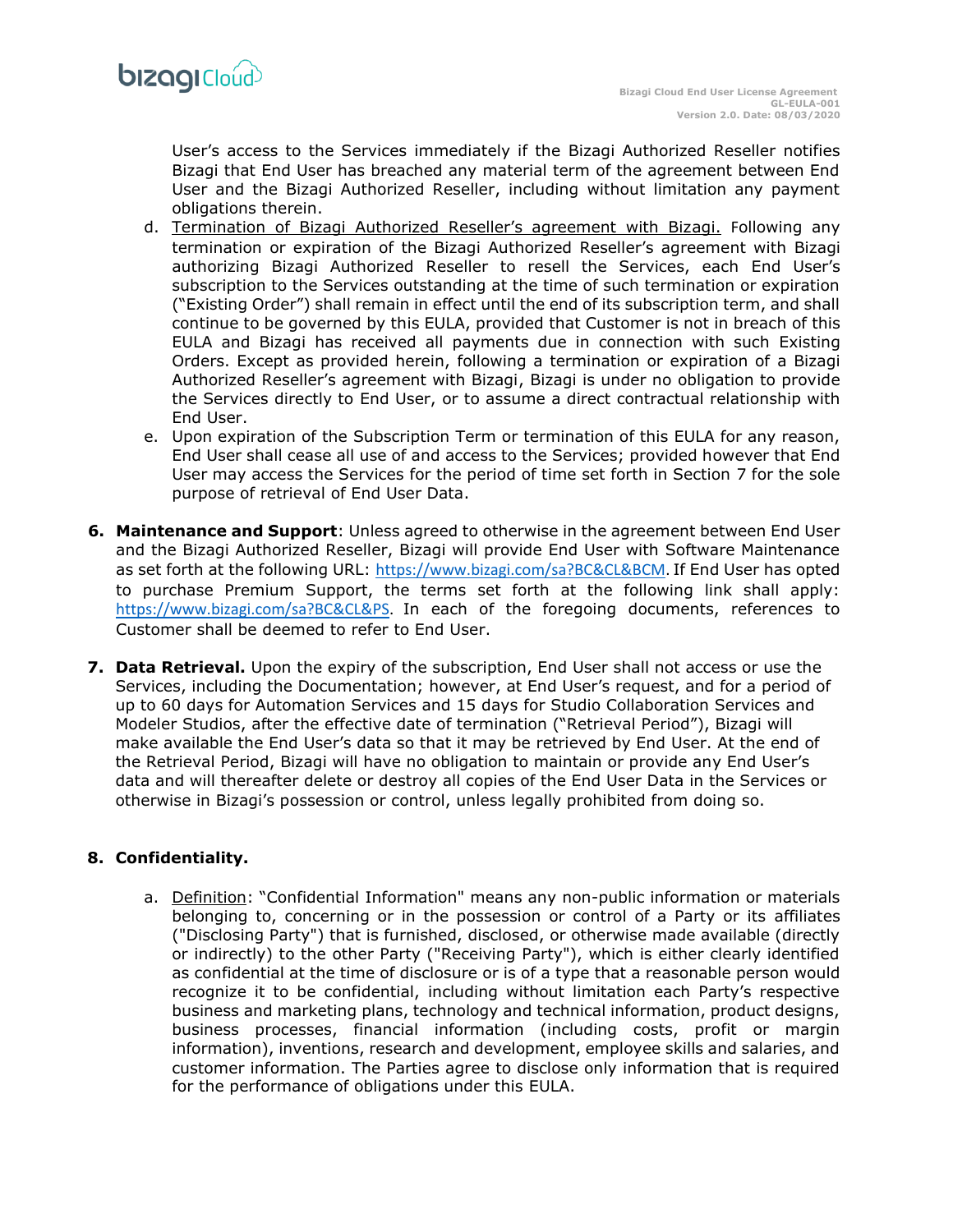User's access to the Services immediately if the Bizagi Authorized Reseller notifies Bizagi that End User has breached any material term of the agreement between End User and the Bizagi Authorized Reseller, including without limitation any payment obligations therein.

d. <u>Termination of Bizagi Authorized Reseller's agreement with Bizagi.</u> Following any termination or expiration of the Bizagi Authorized Reseller's agreement with Bizagi authorizing Bizagi Authorized Reseller to resell the Services, each End User's subscription to the Services outstanding at the time of such termination or expiration ("Existing Order") shall remain in effect until the end of its subscription term, and shall continue to be governed by this EULA, provided that Customer is not in breach of this EULA and Bizagi has received all payments due in connection with such Existing Orders. Except as provided herein, following a termination or expiration of a Bizagi Authorized Reseller's agreement with Bizagi, Bizagi is under no obligation to provide the Services directly to End User, or to assume a direct contractual relationship with End User.

e. Upon expiration of the Subscription Term or termination of this EULA for any reason, End User shall cease all use of and access to the Services; provided however that End User may access the Services for the period of time set forth in Section 7 for the sole purpose of retrieval of End User Data.

6. **Maintenance and Support**: Unless agreed to otherwise in the agreement between End User and the Bizagi Authorized Reseller, Bizagi will provide End User with Software Maintenance as set forth at the following URL: https://www.bizagi.com/sa?BC&CL&BCM. If End User has opted to purchase Premium Support, the terms set forth at the following link shall apply: https://www.bizagi.com/sa?BC&CL&PS. In each of the foregoing documents, references to Customer shall be deemed to refer to End User.

7. **Data Retrieval.** Upon the expiry of the subscription, End User shall not access or use the Services, including the Documentation; however, at End User's request, and for a period of up to 60 days for Automation Services and 15 days for Studio Collaboration Services and Modeler Studios, after the effective date of termination ("Retrieval Period"), Bizagi will make available the End User's data so that it may be retrieved by End User. At the end of the Retrieval Period, Bizagi will have no obligation to maintain or provide any End User's data and will thereafter delete or destroy all copies of the End User Data in the Services or otherwise in Bizagi's possession or control, unless legally prohibited from doing so.

8. **Confidentiality.**

a. <u>Definition</u>: "Confidential Information" means any non-public information or materials belonging to, concerning or in the possession or control of a Party or its affiliates ("Disclosing Party") that is furnished, disclosed, or otherwise made available (directly or indirectly) to the other Party ("Receiving Party"), which is either clearly identified as confidential at the time of disclosure or is of a type that a reasonable person would recognize it to be confidential, including without limitation each Party's respective business and marketing plans, technology and technical information, product designs, business processes, financial information (including costs, profit or margin information), inventions, research and development, employee skills and salaries, and customer information. The Parties agree to disclose only information that is required for the performance of obligations under this EULA.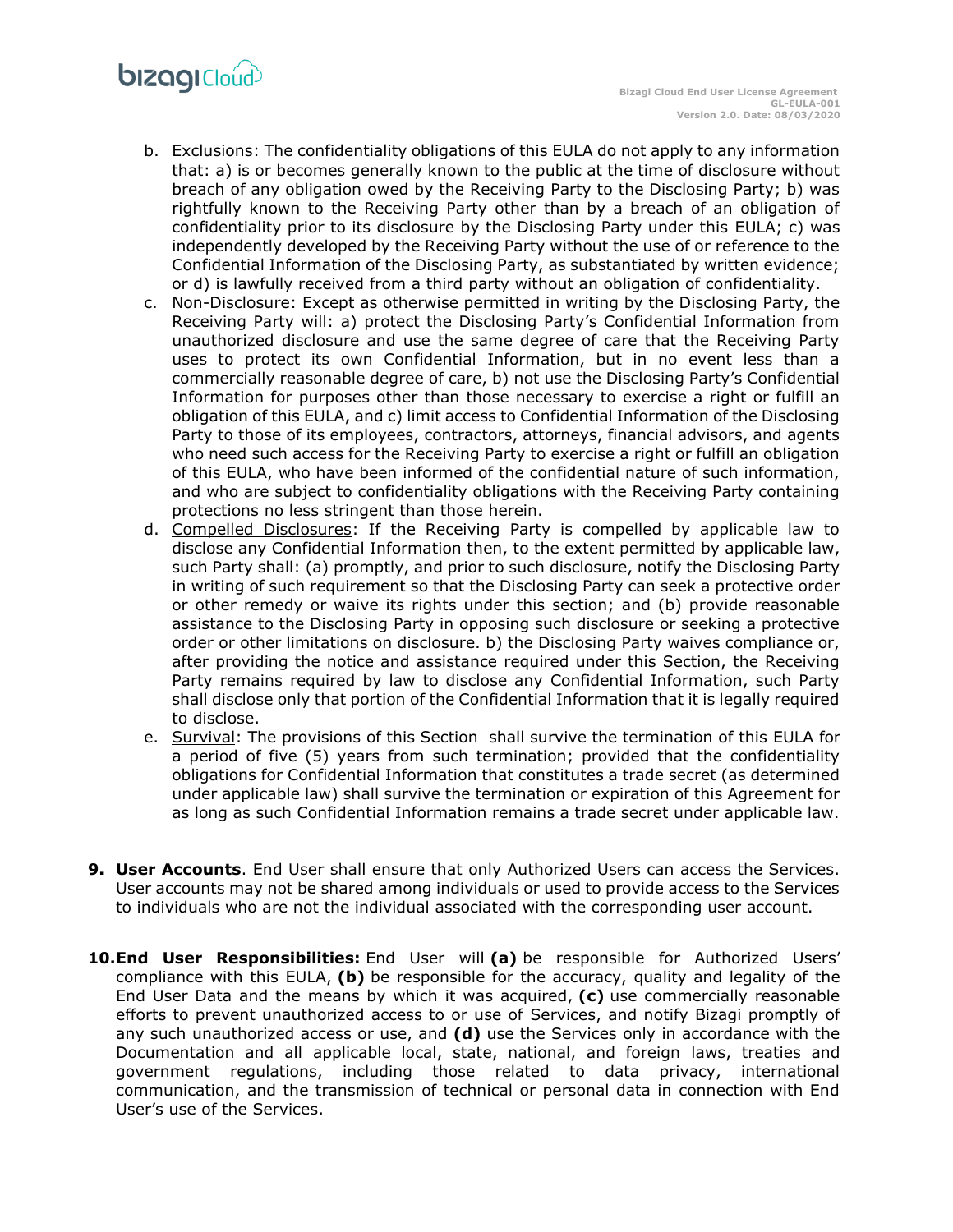b. Exclusions: The confidentiality obligations of this EULA do not apply to any information that: a) is or becomes generally known to the public at the time of disclosure without breach of any obligation owed by the Receiving Party to the Disclosing Party; b) was rightfully known to the Receiving Party other than by a breach of an obligation of confidentiality prior to its disclosure by the Disclosing Party under this EULA; c) was independently developed by the Receiving Party without the use of or reference to the Confidential Information of the Disclosing Party, as substantiated by written evidence; or d) is lawfully received from a third party without an obligation of confidentiality.

c. Non-Disclosure: Except as otherwise permitted in writing by the Disclosing Party, the Receiving Party will: a) protect the Disclosing Party's Confidential Information from unauthorized disclosure and use the same degree of care that the Receiving Party uses to protect its own Confidential Information, but in no event less than a commercially reasonable degree of care, b) not use the Disclosing Party's Confidential Information for purposes other than those necessary to exercise a right or fulfill an obligation of this EULA, and c) limit access to Confidential Information of the Disclosing Party to those of its employees, contractors, attorneys, financial advisors, and agents who need such access for the Receiving Party to exercise a right or fulfill an obligation of this EULA, who have been informed of the confidential nature of such information, and who are subject to confidentiality obligations with the Receiving Party containing protections no less stringent than those herein.

d. Compelled Disclosures: If the Receiving Party is compelled by applicable law to disclose any Confidential Information then, to the extent permitted by applicable law, such Party shall: (a) promptly, and prior to such disclosure, notify the Disclosing Party in writing of such requirement so that the Disclosing Party can seek a protective order or other remedy or waive its rights under this section; and (b) provide reasonable assistance to the Disclosing Party in opposing such disclosure or seeking a protective order or other limitations on disclosure. b) the Disclosing Party waives compliance or, after providing the notice and assistance required under this Section, the Receiving Party remains required by law to disclose any Confidential Information, such Party shall disclose only that portion of the Confidential Information that it is legally required to disclose.

e. Survival: The provisions of this Section shall survive the termination of this EULA for a period of five (5) years from such termination; provided that the confidentiality obligations for Confidential Information that constitutes a trade secret (as determined under applicable law) shall survive the termination or expiration of this Agreement for as long as such Confidential Information remains a trade secret under applicable law.

**9. User Accounts**. End User shall ensure that only Authorized Users can access the Services. User accounts may not be shared among individuals or used to provide access to the Services to individuals who are not the individual associated with the corresponding user account.

**10. End User Responsibilities:** End User will **(a)** be responsible for Authorized Users' compliance with this EULA, **(b)** be responsible for the accuracy, quality and legality of the End User Data and the means by which it was acquired, **(c)** use commercially reasonable efforts to prevent unauthorized access to or use of Services, and notify Bizagi promptly of any such unauthorized access or use, and **(d)** use the Services only in accordance with the Documentation and all applicable local, state, national, and foreign laws, treaties and government regulations, including those related to data privacy, international communication, and the transmission of technical or personal data in connection with End User's use of the Services.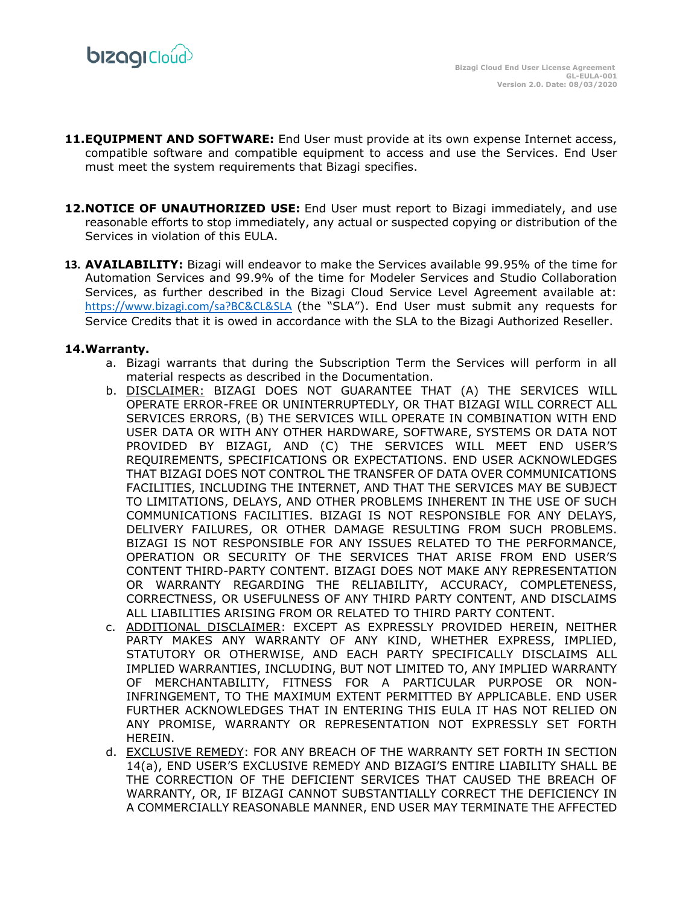11. **EQUIPMENT AND SOFTWARE:** End User must provide at its own expense Internet access, compatible software and compatible equipment to access and use the Services. End User must meet the system requirements that Bizagi specifies.

12. **NOTICE OF UNAUTHORIZED USE:** End User must report to Bizagi immediately, and use reasonable efforts to stop immediately, any actual or suspected copying or distribution of the Services in violation of this EULA.

13. **AVAILABILITY:** Bizagi will endeavor to make the Services available 99.95% of the time for Automation Services and 99.9% of the time for Modeler Services and Studio Collaboration Services, as further described in the Bizagi Cloud Service Level Agreement available at: https://www.bizagi.com/sa?BC&CL&SLA (the "SLA"). End User must submit any requests for Service Credits that it is owed in accordance with the SLA to the Bizagi Authorized Reseller.

14. **Warranty.**
    a. Bizagi warrants that during the Subscription Term the Services will perform in all material respects as described in the Documentation.
    b. DISCLAIMER: BIZAGI DOES NOT GUARANTEE THAT (A) THE SERVICES WILL OPERATE ERROR-FREE OR UNINTERRUPTEDLY, OR THAT BIZAGI WILL CORRECT ALL SERVICES ERRORS, (B) THE SERVICES WILL OPERATE IN COMBINATION WITH END USER DATA OR WITH ANY OTHER HARDWARE, SOFTWARE, SYSTEMS OR DATA NOT PROVIDED BY BIZAGI, AND (C) THE SERVICES WILL MEET END USER'S REQUIREMENTS, SPECIFICATIONS OR EXPECTATIONS. END USER ACKNOWLEDGES THAT BIZAGI DOES NOT CONTROL THE TRANSFER OF DATA OVER COMMUNICATIONS FACILITIES, INCLUDING THE INTERNET, AND THAT THE SERVICES MAY BE SUBJECT TO LIMITATIONS, DELAYS, AND OTHER PROBLEMS INHERENT IN THE USE OF SUCH COMMUNICATIONS FACILITIES. BIZAGI IS NOT RESPONSIBLE FOR ANY DELAYS, DELIVERY FAILURES, OR OTHER DAMAGE RESULTING FROM SUCH PROBLEMS. BIZAGI IS NOT RESPONSIBLE FOR ANY ISSUES RELATED TO THE PERFORMANCE, OPERATION OR SECURITY OF THE SERVICES THAT ARISE FROM END USER'S CONTENT THIRD-PARTY CONTENT. BIZAGI DOES NOT MAKE ANY REPRESENTATION OR WARRANTY REGARDING THE RELIABILITY, ACCURACY, COMPLETENESS, CORRECTNESS, OR USEFULNESS OF ANY THIRD PARTY CONTENT, AND DISCLAIMS ALL LIABILITIES ARISING FROM OR RELATED TO THIRD PARTY CONTENT.
    c. ADDITIONAL DISCLAIMER: EXCEPT AS EXPRESSLY PROVIDED HEREIN, NEITHER PARTY MAKES ANY WARRANTY OF ANY KIND, WHETHER EXPRESS, IMPLIED, STATUTORY OR OTHERWISE, AND EACH PARTY SPECIFICALLY DISCLAIMS ALL IMPLIED WARRANTIES, INCLUDING, BUT NOT LIMITED TO, ANY IMPLIED WARRANTY OF MERCHANTABILITY, FITNESS FOR A PARTICULAR PURPOSE OR NON-INFRINGEMENT, TO THE MAXIMUM EXTENT PERMITTED BY APPLICABLE. END USER FURTHER ACKNOWLEDGES THAT IN ENTERING THIS EULA IT HAS NOT RELIED ON ANY PROMISE, WARRANTY OR REPRESENTATION NOT EXPRESSLY SET FORTH HEREIN.
    d. EXCLUSIVE REMEDY: FOR ANY BREACH OF THE WARRANTY SET FORTH IN SECTION 14(a), END USER'S EXCLUSIVE REMEDY AND BIZAGI'S ENTIRE LIABILITY SHALL BE THE CORRECTION OF THE DEFICIENT SERVICES THAT CAUSED THE BREACH OF WARRANTY, OR, IF BIZAGI CANNOT SUBSTANTIALLY CORRECT THE DEFICIENCY IN A COMMERCIALLY REASONABLE MANNER, END USER MAY TERMINATE THE AFFECTED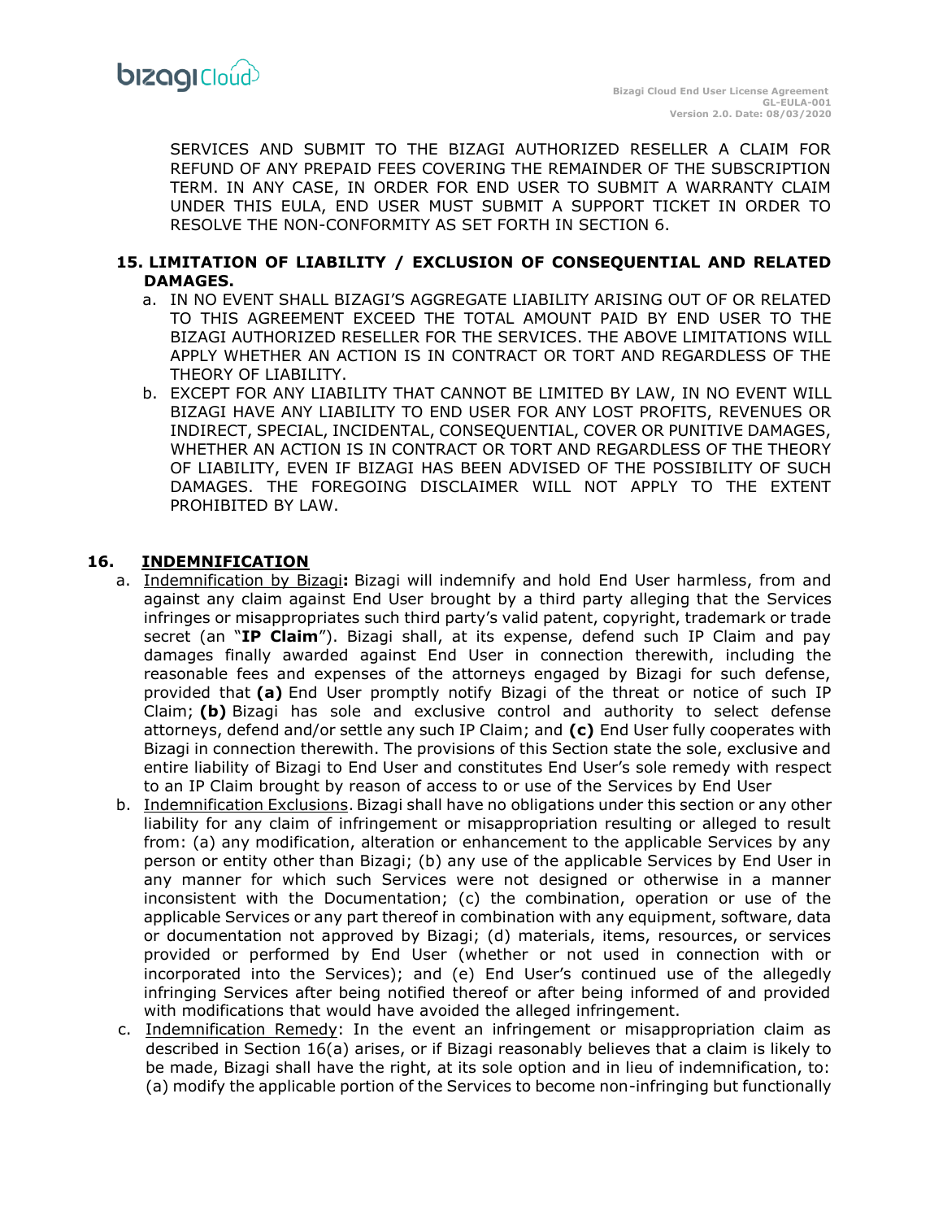SERVICES AND SUBMIT TO THE BIZAGI AUTHORIZED RESELLER A CLAIM FOR REFUND OF ANY PREPAID FEES COVERING THE REMAINDER OF THE SUBSCRIPTION TERM. IN ANY CASE, IN ORDER FOR END USER TO SUBMIT A WARRANTY CLAIM UNDER THIS EULA, END USER MUST SUBMIT A SUPPORT TICKET IN ORDER TO RESOLVE THE NON-CONFORMITY AS SET FORTH IN SECTION 6.

## 15. LIMITATION OF LIABILITY / EXCLUSION OF CONSEQUENTIAL AND RELATED DAMAGES.

a. IN NO EVENT SHALL BIZAGI'S AGGREGATE LIABILITY ARISING OUT OF OR RELATED TO THIS AGREEMENT EXCEED THE TOTAL AMOUNT PAID BY END USER TO THE BIZAGI AUTHORIZED RESELLER FOR THE SERVICES. THE ABOVE LIMITATIONS WILL APPLY WHETHER AN ACTION IS IN CONTRACT OR TORT AND REGARDLESS OF THE THEORY OF LIABILITY.

b. EXCEPT FOR ANY LIABILITY THAT CANNOT BE LIMITED BY LAW, IN NO EVENT WILL BIZAGI HAVE ANY LIABILITY TO END USER FOR ANY LOST PROFITS, REVENUES OR INDIRECT, SPECIAL, INCIDENTAL, CONSEQUENTIAL, COVER OR PUNITIVE DAMAGES, WHETHER AN ACTION IS IN CONTRACT OR TORT AND REGARDLESS OF THE THEORY OF LIABILITY, EVEN IF BIZAGI HAS BEEN ADVISED OF THE POSSIBILITY OF SUCH DAMAGES. THE FOREGOING DISCLAIMER WILL NOT APPLY TO THE EXTENT PROHIBITED BY LAW.

## 16. INDEMNIFICATION

a. Indemnification by Bizagi**:** Bizagi will indemnify and hold End User harmless, from and against any claim against End User brought by a third party alleging that the Services infringes or misappropriates such third party's valid patent, copyright, trademark or trade secret (an "**IP Claim**"). Bizagi shall, at its expense, defend such IP Claim and pay damages finally awarded against End User in connection therewith, including the reasonable fees and expenses of the attorneys engaged by Bizagi for such defense, provided that **(a)** End User promptly notify Bizagi of the threat or notice of such IP Claim; **(b)** Bizagi has sole and exclusive control and authority to select defense attorneys, defend and/or settle any such IP Claim; and **(c)** End User fully cooperates with Bizagi in connection therewith. The provisions of this Section state the sole, exclusive and entire liability of Bizagi to End User and constitutes End User's sole remedy with respect to an IP Claim brought by reason of access to or use of the Services by End User

b. Indemnification Exclusions. Bizagi shall have no obligations under this section or any other liability for any claim of infringement or misappropriation resulting or alleged to result from: (a) any modification, alteration or enhancement to the applicable Services by any person or entity other than Bizagi; (b) any use of the applicable Services by End User in any manner for which such Services were not designed or otherwise in a manner inconsistent with the Documentation; (c) the combination, operation or use of the applicable Services or any part thereof in combination with any equipment, software, data or documentation not approved by Bizagi; (d) materials, items, resources, or services provided or performed by End User (whether or not used in connection with or incorporated into the Services); and (e) End User's continued use of the allegedly infringing Services after being notified thereof or after being informed of and provided with modifications that would have avoided the alleged infringement.

c. Indemnification Remedy: In the event an infringement or misappropriation claim as described in Section 16(a) arises, or if Bizagi reasonably believes that a claim is likely to be made, Bizagi shall have the right, at its sole option and in lieu of indemnification, to: (a) modify the applicable portion of the Services to become non-infringing but functionally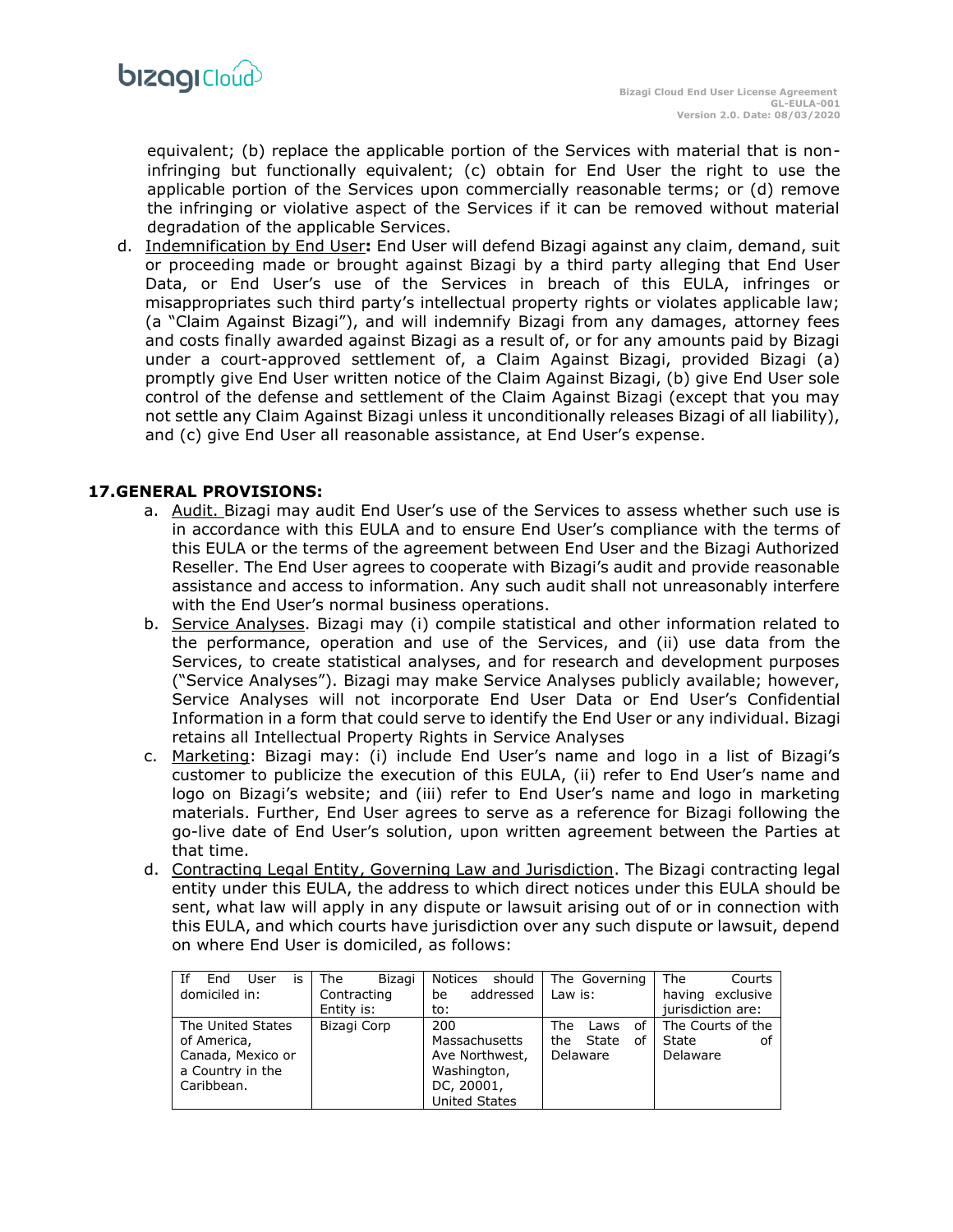equivalent; (b) replace the applicable portion of the Services with material that is non-infringing but functionally equivalent; (c) obtain for End User the right to use the applicable portion of the Services upon commercially reasonable terms; or (d) remove the infringing or violative aspect of the Services if it can be removed without material degradation of the applicable Services.

d. Indemnification by End User**:** End User will defend Bizagi against any claim, demand, suit or proceeding made or brought against Bizagi by a third party alleging that End User Data, or End User's use of the Services in breach of this EULA, infringes or misappropriates such third party's intellectual property rights or violates applicable law; (a "Claim Against Bizagi"), and will indemnify Bizagi from any damages, attorney fees and costs finally awarded against Bizagi as a result of, or for any amounts paid by Bizagi under a court-approved settlement of, a Claim Against Bizagi, provided Bizagi (a) promptly give End User written notice of the Claim Against Bizagi, (b) give End User sole control of the defense and settlement of the Claim Against Bizagi (except that you may not settle any Claim Against Bizagi unless it unconditionally releases Bizagi of all liability), and (c) give End User all reasonable assistance, at End User's expense.

## 17.GENERAL PROVISIONS:

a. Audit. Bizagi may audit End User's use of the Services to assess whether such use is in accordance with this EULA and to ensure End User's compliance with the terms of this EULA or the terms of the agreement between End User and the Bizagi Authorized Reseller. The End User agrees to cooperate with Bizagi's audit and provide reasonable assistance and access to information. Any such audit shall not unreasonably interfere with the End User's normal business operations.

b. Service Analyses. Bizagi may (i) compile statistical and other information related to the performance, operation and use of the Services, and (ii) use data from the Services, to create statistical analyses, and for research and development purposes ("Service Analyses"). Bizagi may make Service Analyses publicly available; however, Service Analyses will not incorporate End User Data or End User's Confidential Information in a form that could serve to identify the End User or any individual. Bizagi retains all Intellectual Property Rights in Service Analyses

c. Marketing: Bizagi may: (i) include End User's name and logo in a list of Bizagi's customer to publicize the execution of this EULA, (ii) refer to End User's name and logo on Bizagi's website; and (iii) refer to End User's name and logo in marketing materials. Further, End User agrees to serve as a reference for Bizagi following the go-live date of End User's solution, upon written agreement between the Parties at that time.

d. Contracting Legal Entity, Governing Law and Jurisdiction. The Bizagi contracting legal entity under this EULA, the address to which direct notices under this EULA should be sent, what law will apply in any dispute or lawsuit arising out of or in connection with this EULA, and which courts have jurisdiction over any such dispute or lawsuit, depend on where End User is domiciled, as follows:

| If End User is domiciled in: | The Bizagi Contracting Entity is: | Notices should be addressed to: | The Governing Law is: | The Courts having exclusive jurisdiction are: |
|---|---|---|---|---|
| The United States of America, Canada, Mexico or a Country in the Caribbean. | Bizagi Corp | 200 Massachusetts Ave Northwest, Washington, DC, 20001, United States | The Laws of the State of Delaware | The Courts of the State of Delaware |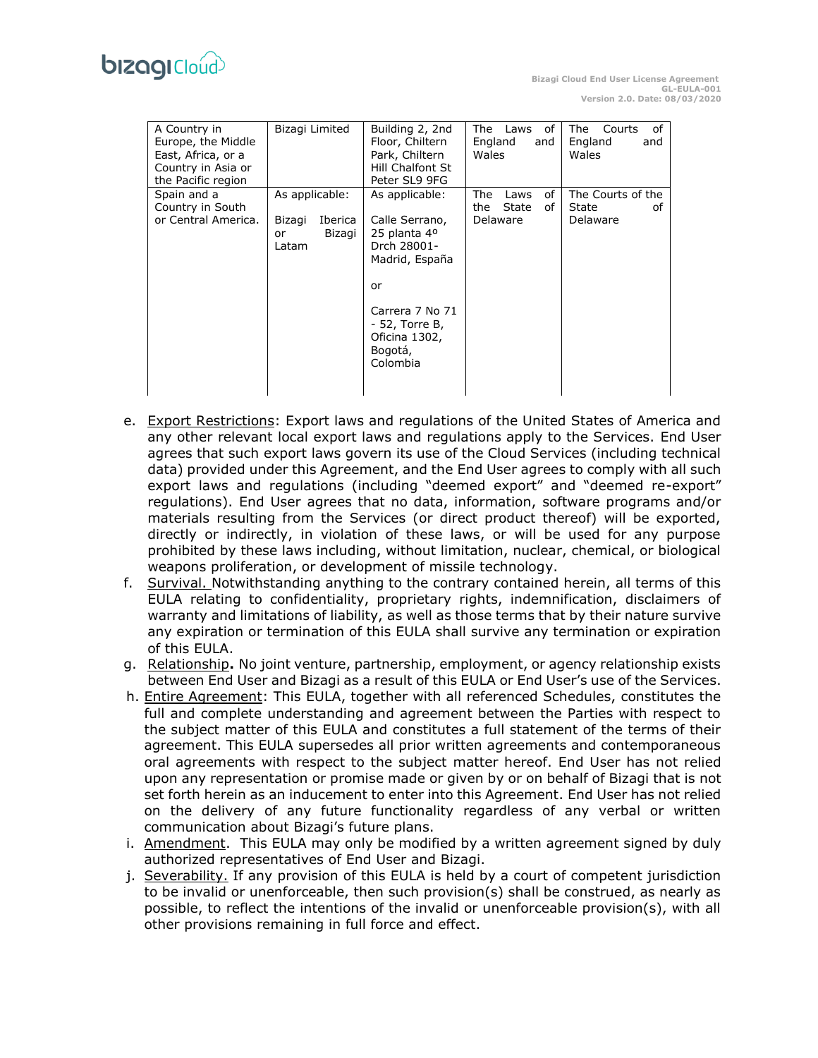| A Country in Europe, the Middle East, Africa, or a Country in Asia or the Pacific region | Bizagi Limited | Building 2, 2nd Floor, Chiltern Park, Chiltern Hill Chalfont St Peter SL9 9FG | The Laws of England and Wales | The Courts of England and Wales |
|---|---|---|---|---|
| Spain and a Country in South or Central America. | As applicable:<br><br>Bizagi Iberica or Bizagi Latam | As applicable:<br><br>Calle Serrano, 25 planta 4º Drch 28001-Madrid, España<br><br>or<br><br>Carrera 7 No 71 - 52, Torre B, Oficina 1302, Bogotá, Colombia | The Laws of the State of Delaware | The Courts of the State of Delaware |

e. Export Restrictions: Export laws and regulations of the United States of America and any other relevant local export laws and regulations apply to the Services. End User agrees that such export laws govern its use of the Cloud Services (including technical data) provided under this Agreement, and the End User agrees to comply with all such export laws and regulations (including "deemed export" and "deemed re-export" regulations). End User agrees that no data, information, software programs and/or materials resulting from the Services (or direct product thereof) will be exported, directly or indirectly, in violation of these laws, or will be used for any purpose prohibited by these laws including, without limitation, nuclear, chemical, or biological weapons proliferation, or development of missile technology.

f. Survival. Notwithstanding anything to the contrary contained herein, all terms of this EULA relating to confidentiality, proprietary rights, indemnification, disclaimers of warranty and limitations of liability, as well as those terms that by their nature survive any expiration or termination of this EULA shall survive any termination or expiration of this EULA.

g. Relationship**.** No joint venture, partnership, employment, or agency relationship exists between End User and Bizagi as a result of this EULA or End User's use of the Services.

h. Entire Agreement: This EULA, together with all referenced Schedules, constitutes the full and complete understanding and agreement between the Parties with respect to the subject matter of this EULA and constitutes a full statement of the terms of their agreement. This EULA supersedes all prior written agreements and contemporaneous oral agreements with respect to the subject matter hereof. End User has not relied upon any representation or promise made or given by or on behalf of Bizagi that is not set forth herein as an inducement to enter into this Agreement. End User has not relied on the delivery of any future functionality regardless of any verbal or written communication about Bizagi's future plans.

i. Amendment. This EULA may only be modified by a written agreement signed by duly authorized representatives of End User and Bizagi.

j. Severability. If any provision of this EULA is held by a court of competent jurisdiction to be invalid or unenforceable, then such provision(s) shall be construed, as nearly as possible, to reflect the intentions of the invalid or unenforceable provision(s), with all other provisions remaining in full force and effect.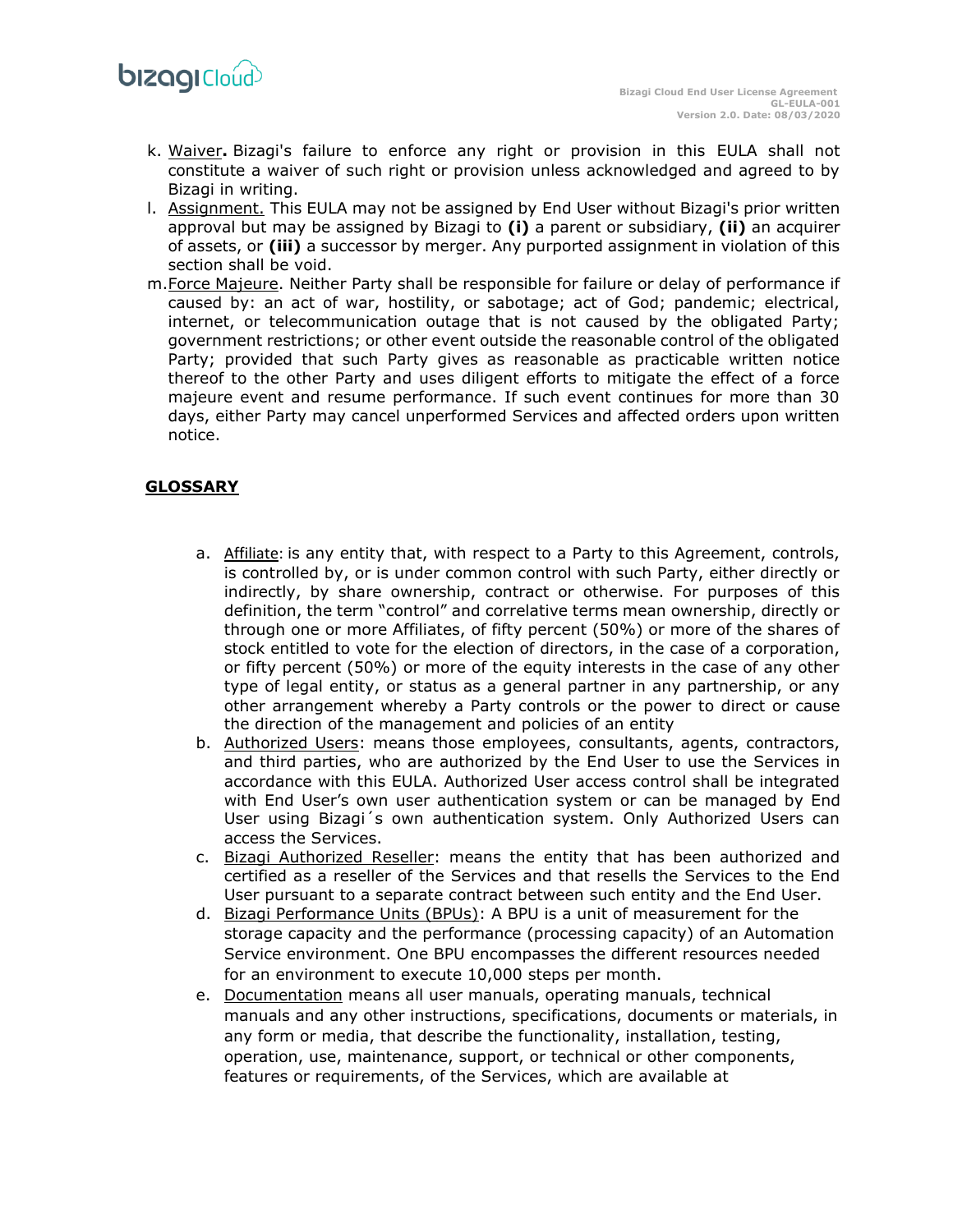k. Waiver**.** Bizagi's failure to enforce any right or provision in this EULA shall not constitute a waiver of such right or provision unless acknowledged and agreed to by Bizagi in writing.

l. Assignment. This EULA may not be assigned by End User without Bizagi's prior written approval but may be assigned by Bizagi to **(i)** a parent or subsidiary, **(ii)** an acquirer of assets, or **(iii)** a successor by merger. Any purported assignment in violation of this section shall be void.

m. Force Majeure. Neither Party shall be responsible for failure or delay of performance if caused by: an act of war, hostility, or sabotage; act of God; pandemic; electrical, internet, or telecommunication outage that is not caused by the obligated Party; government restrictions; or other event outside the reasonable control of the obligated Party; provided that such Party gives as reasonable as practicable written notice thereof to the other Party and uses diligent efforts to mitigate the effect of a force majeure event and resume performance. If such event continues for more than 30 days, either Party may cancel unperformed Services and affected orders upon written notice.

## GLOSSARY

a. Affiliate: is any entity that, with respect to a Party to this Agreement, controls, is controlled by, or is under common control with such Party, either directly or indirectly, by share ownership, contract or otherwise. For purposes of this definition, the term "control" and correlative terms mean ownership, directly or through one or more Affiliates, of fifty percent (50%) or more of the shares of stock entitled to vote for the election of directors, in the case of a corporation, or fifty percent (50%) or more of the equity interests in the case of any other type of legal entity, or status as a general partner in any partnership, or any other arrangement whereby a Party controls or the power to direct or cause the direction of the management and policies of an entity

b. Authorized Users: means those employees, consultants, agents, contractors, and third parties, who are authorized by the End User to use the Services in accordance with this EULA. Authorized User access control shall be integrated with End User's own user authentication system or can be managed by End User using Bizagi´s own authentication system. Only Authorized Users can access the Services.

c. Bizagi Authorized Reseller: means the entity that has been authorized and certified as a reseller of the Services and that resells the Services to the End User pursuant to a separate contract between such entity and the End User.

d. Bizagi Performance Units (BPUs): A BPU is a unit of measurement for the storage capacity and the performance (processing capacity) of an Automation Service environment. One BPU encompasses the different resources needed for an environment to execute 10,000 steps per month.

e. Documentation means all user manuals, operating manuals, technical manuals and any other instructions, specifications, documents or materials, in any form or media, that describe the functionality, installation, testing, operation, use, maintenance, support, or technical or other components, features or requirements, of the Services, which are available at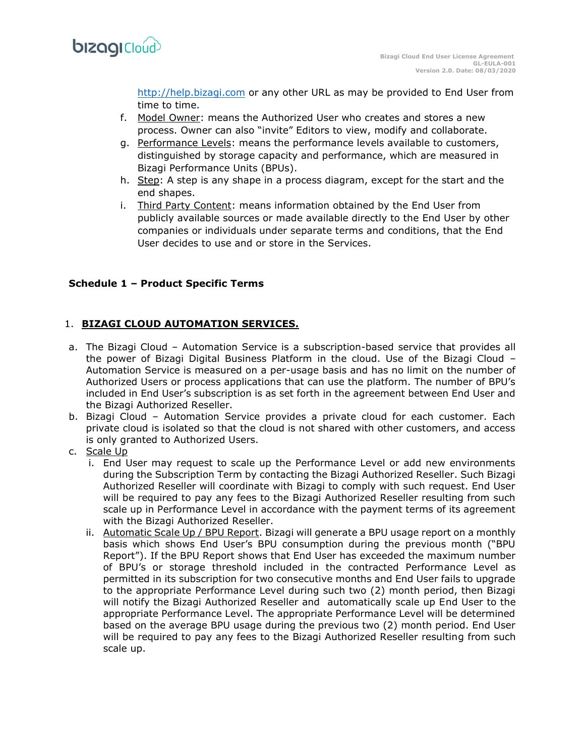http://help.bizagi.com or any other URL as may be provided to End User from time to time.

f. Model Owner: means the Authorized User who creates and stores a new process. Owner can also "invite" Editors to view, modify and collaborate.
g. Performance Levels: means the performance levels available to customers, distinguished by storage capacity and performance, which are measured in Bizagi Performance Units (BPUs).
h. Step: A step is any shape in a process diagram, except for the start and the end shapes.
i. Third Party Content: means information obtained by the End User from publicly available sources or made available directly to the End User by other companies or individuals under separate terms and conditions, that the End User decides to use and or store in the Services.

## Schedule 1 – Product Specific Terms

### 1. BIZAGI CLOUD AUTOMATION SERVICES.

a. The Bizagi Cloud – Automation Service is a subscription-based service that provides all the power of Bizagi Digital Business Platform in the cloud. Use of the Bizagi Cloud – Automation Service is measured on a per-usage basis and has no limit on the number of Authorized Users or process applications that can use the platform. The number of BPU's included in End User's subscription is as set forth in the agreement between End User and the Bizagi Authorized Reseller.
b. Bizagi Cloud – Automation Service provides a private cloud for each customer. Each private cloud is isolated so that the cloud is not shared with other customers, and access is only granted to Authorized Users.
c. Scale Up
   i. End User may request to scale up the Performance Level or add new environments during the Subscription Term by contacting the Bizagi Authorized Reseller. Such Bizagi Authorized Reseller will coordinate with Bizagi to comply with such request. End User will be required to pay any fees to the Bizagi Authorized Reseller resulting from such scale up in Performance Level in accordance with the payment terms of its agreement with the Bizagi Authorized Reseller.
   ii. Automatic Scale Up / BPU Report. Bizagi will generate a BPU usage report on a monthly basis which shows End User's BPU consumption during the previous month ("BPU Report"). If the BPU Report shows that End User has exceeded the maximum number of BPU's or storage threshold included in the contracted Performance Level as permitted in its subscription for two consecutive months and End User fails to upgrade to the appropriate Performance Level during such two (2) month period, then Bizagi will notify the Bizagi Authorized Reseller and automatically scale up End User to the appropriate Performance Level. The appropriate Performance Level will be determined based on the average BPU usage during the previous two (2) month period. End User will be required to pay any fees to the Bizagi Authorized Reseller resulting from such scale up.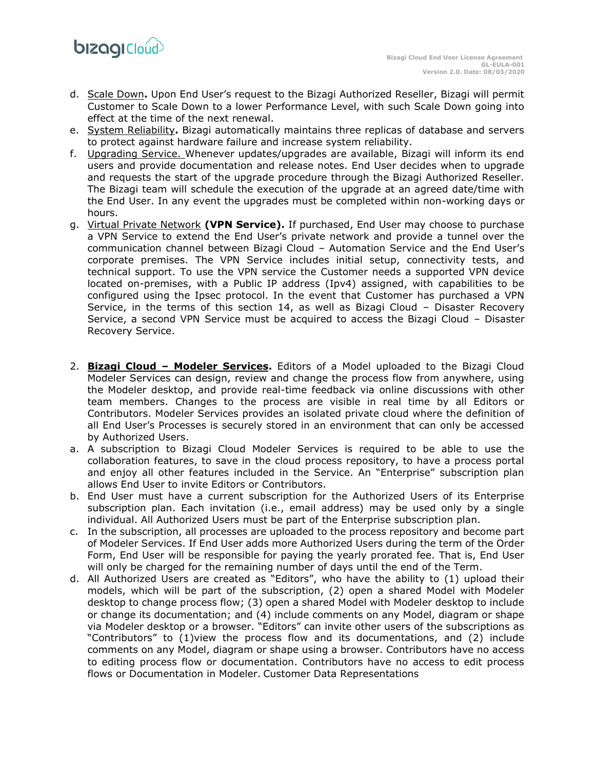d. Scale Down**.** Upon End User's request to the Bizagi Authorized Reseller, Bizagi will permit Customer to Scale Down to a lower Performance Level, with such Scale Down going into effect at the time of the next renewal.

e. System Reliability**.** Bizagi automatically maintains three replicas of database and servers to protect against hardware failure and increase system reliability.

f. Upgrading Service. Whenever updates/upgrades are available, Bizagi will inform its end users and provide documentation and release notes. End User decides when to upgrade and requests the start of the upgrade procedure through the Bizagi Authorized Reseller. The Bizagi team will schedule the execution of the upgrade at an agreed date/time with the End User. In any event the upgrades must be completed within non-working days or hours.

g. Virtual Private Network **(VPN Service).** If purchased, End User may choose to purchase a VPN Service to extend the End User's private network and provide a tunnel over the communication channel between Bizagi Cloud – Automation Service and the End User's corporate premises. The VPN Service includes initial setup, connectivity tests, and technical support. To use the VPN service the Customer needs a supported VPN device located on-premises, with a Public IP address (Ipv4) assigned, with capabilities to be configured using the Ipsec protocol. In the event that Customer has purchased a VPN Service, in the terms of this section 14, as well as Bizagi Cloud – Disaster Recovery Service, a second VPN Service must be acquired to access the Bizagi Cloud – Disaster Recovery Service.

2. **Bizagi Cloud – Modeler Services.** Editors of a Model uploaded to the Bizagi Cloud Modeler Services can design, review and change the process flow from anywhere, using the Modeler desktop, and provide real-time feedback via online discussions with other team members. Changes to the process are visible in real time by all Editors or Contributors. Modeler Services provides an isolated private cloud where the definition of all End User's Processes is securely stored in an environment that can only be accessed by Authorized Users.

a. A subscription to Bizagi Cloud Modeler Services is required to be able to use the collaboration features, to save in the cloud process repository, to have a process portal and enjoy all other features included in the Service. An "Enterprise" subscription plan allows End User to invite Editors or Contributors.

b. End User must have a current subscription for the Authorized Users of its Enterprise subscription plan. Each invitation (i.e., email address) may be used only by a single individual. All Authorized Users must be part of the Enterprise subscription plan.

c. In the subscription, all processes are uploaded to the process repository and become part of Modeler Services. If End User adds more Authorized Users during the term of the Order Form, End User will be responsible for paying the yearly prorated fee. That is, End User will only be charged for the remaining number of days until the end of the Term.

d. All Authorized Users are created as "Editors", who have the ability to (1) upload their models, which will be part of the subscription, (2) open a shared Model with Modeler desktop to change process flow; (3) open a shared Model with Modeler desktop to include or change its documentation; and (4) include comments on any Model, diagram or shape via Modeler desktop or a browser. "Editors" can invite other users of the subscriptions as "Contributors" to (1)view the process flow and its documentations, and (2) include comments on any Model, diagram or shape using a browser. Contributors have no access to editing process flow or documentation. Contributors have no access to edit process flows or Documentation in Modeler. Customer Data Representations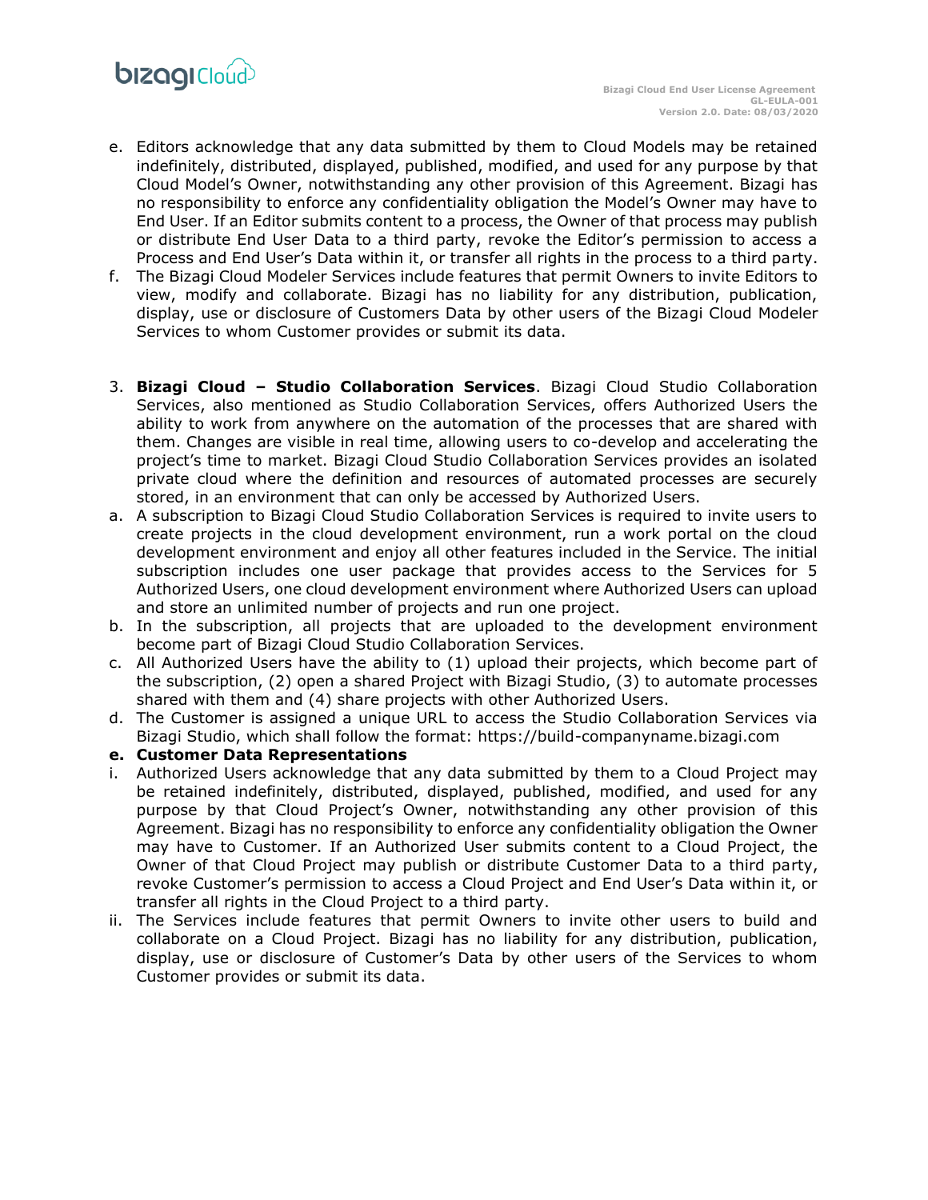e. Editors acknowledge that any data submitted by them to Cloud Models may be retained indefinitely, distributed, displayed, published, modified, and used for any purpose by that Cloud Model's Owner, notwithstanding any other provision of this Agreement. Bizagi has no responsibility to enforce any confidentiality obligation the Model's Owner may have to End User. If an Editor submits content to a process, the Owner of that process may publish or distribute End User Data to a third party, revoke the Editor's permission to access a Process and End User's Data within it, or transfer all rights in the process to a third party.

f. The Bizagi Cloud Modeler Services include features that permit Owners to invite Editors to view, modify and collaborate. Bizagi has no liability for any distribution, publication, display, use or disclosure of Customers Data by other users of the Bizagi Cloud Modeler Services to whom Customer provides or submit its data.

3. **Bizagi Cloud – Studio Collaboration Services**. Bizagi Cloud Studio Collaboration Services, also mentioned as Studio Collaboration Services, offers Authorized Users the ability to work from anywhere on the automation of the processes that are shared with them. Changes are visible in real time, allowing users to co-develop and accelerating the project's time to market. Bizagi Cloud Studio Collaboration Services provides an isolated private cloud where the definition and resources of automated processes are securely stored, in an environment that can only be accessed by Authorized Users.

a. A subscription to Bizagi Cloud Studio Collaboration Services is required to invite users to create projects in the cloud development environment, run a work portal on the cloud development environment and enjoy all other features included in the Service. The initial subscription includes one user package that provides access to the Services for 5 Authorized Users, one cloud development environment where Authorized Users can upload and store an unlimited number of projects and run one project.

b. In the subscription, all projects that are uploaded to the development environment become part of Bizagi Cloud Studio Collaboration Services.

c. All Authorized Users have the ability to (1) upload their projects, which become part of the subscription, (2) open a shared Project with Bizagi Studio, (3) to automate processes shared with them and (4) share projects with other Authorized Users.

d. The Customer is assigned a unique URL to access the Studio Collaboration Services via Bizagi Studio, which shall follow the format: https://build-companyname.bizagi.com

**e. Customer Data Representations**

i. Authorized Users acknowledge that any data submitted by them to a Cloud Project may be retained indefinitely, distributed, displayed, published, modified, and used for any purpose by that Cloud Project's Owner, notwithstanding any other provision of this Agreement. Bizagi has no responsibility to enforce any confidentiality obligation the Owner may have to Customer. If an Authorized User submits content to a Cloud Project, the Owner of that Cloud Project may publish or distribute Customer Data to a third party, revoke Customer's permission to access a Cloud Project and End User's Data within it, or transfer all rights in the Cloud Project to a third party.

ii. The Services include features that permit Owners to invite other users to build and collaborate on a Cloud Project. Bizagi has no liability for any distribution, publication, display, use or disclosure of Customer's Data by other users of the Services to whom Customer provides or submit its data.